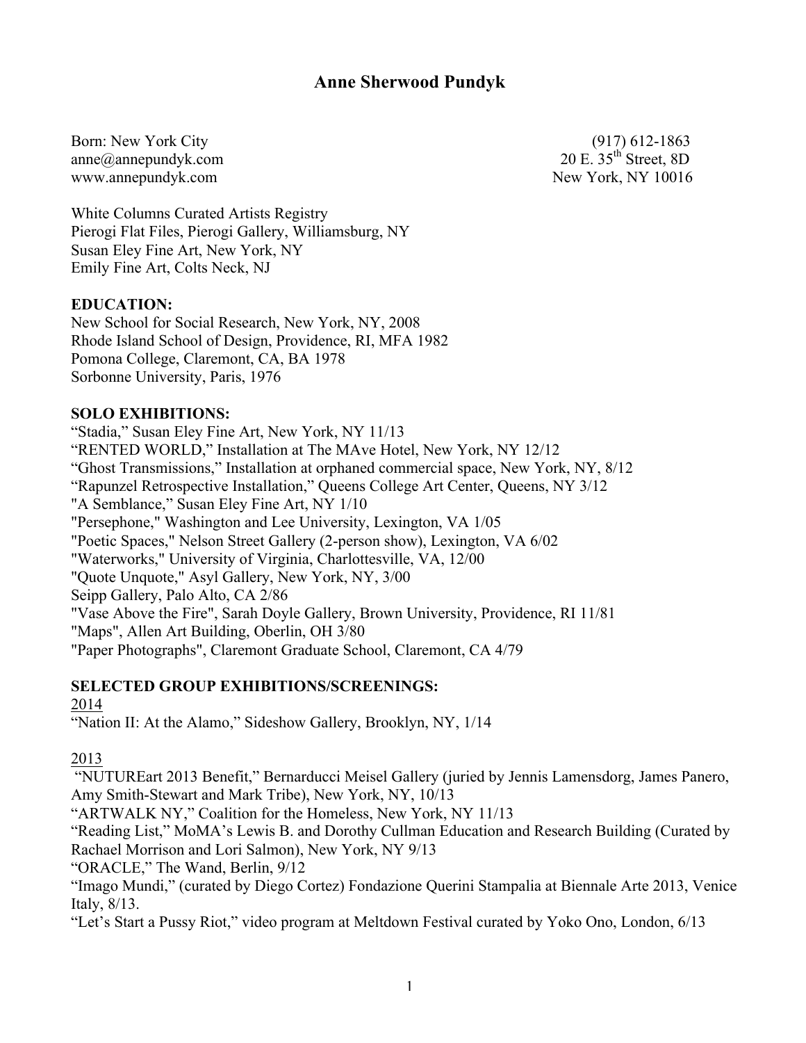# Anne Sherwood Pundyk

Born: New York City
anne@annepundyk.com
www.annepundyk.com

(917) 612-1863
20 E. 35th Street, 8D
New York, NY 10016

White Columns Curated Artists Registry
Pierogi Flat Files, Pierogi Gallery, Williamsburg, NY
Susan Eley Fine Art, New York, NY
Emily Fine Art, Colts Neck, NJ

**EDUCATION:**
New School for Social Research, New York, NY, 2008
Rhode Island School of Design, Providence, RI, MFA 1982
Pomona College, Claremont, CA, BA 1978
Sorbonne University, Paris, 1976

**SOLO EXHIBITIONS:**
"Stadia," Susan Eley Fine Art, New York, NY 11/13
"RENTED WORLD," Installation at The MAve Hotel, New York, NY 12/12
"Ghost Transmissions," Installation at orphaned commercial space, New York, NY, 8/12
"Rapunzel Retrospective Installation," Queens College Art Center, Queens, NY 3/12
"A Semblance," Susan Eley Fine Art, NY 1/10
"Persephone," Washington and Lee University, Lexington, VA 1/05
"Poetic Spaces," Nelson Street Gallery (2-person show), Lexington, VA 6/02
"Waterworks," University of Virginia, Charlottesville, VA, 12/00
"Quote Unquote," Asyl Gallery, New York, NY, 3/00
Seipp Gallery, Palo Alto, CA 2/86
"Vase Above the Fire", Sarah Doyle Gallery, Brown University, Providence, RI 11/81
"Maps", Allen Art Building, Oberlin, OH 3/80
"Paper Photographs", Claremont Graduate School, Claremont, CA 4/79

**SELECTED GROUP EXHIBITIONS/SCREENINGS:**

2014
"Nation II: At the Alamo," Sideshow Gallery, Brooklyn, NY, 1/14

2013
"NUTUREart 2013 Benefit," Bernarducci Meisel Gallery (juried by Jennis Lamensdorg, James Panero, Amy Smith-Stewart and Mark Tribe), New York, NY, 10/13
"ARTWALK NY," Coalition for the Homeless, New York, NY 11/13
"Reading List," MoMA's Lewis B. and Dorothy Cullman Education and Research Building (Curated by Rachael Morrison and Lori Salmon), New York, NY 9/13
"ORACLE," The Wand, Berlin, 9/12
"Imago Mundi," (curated by Diego Cortez) Fondazione Querini Stampalia at Biennale Arte 2013, Venice Italy, 8/13.
"Let's Start a Pussy Riot," video program at Meltdown Festival curated by Yoko Ono, London, 6/13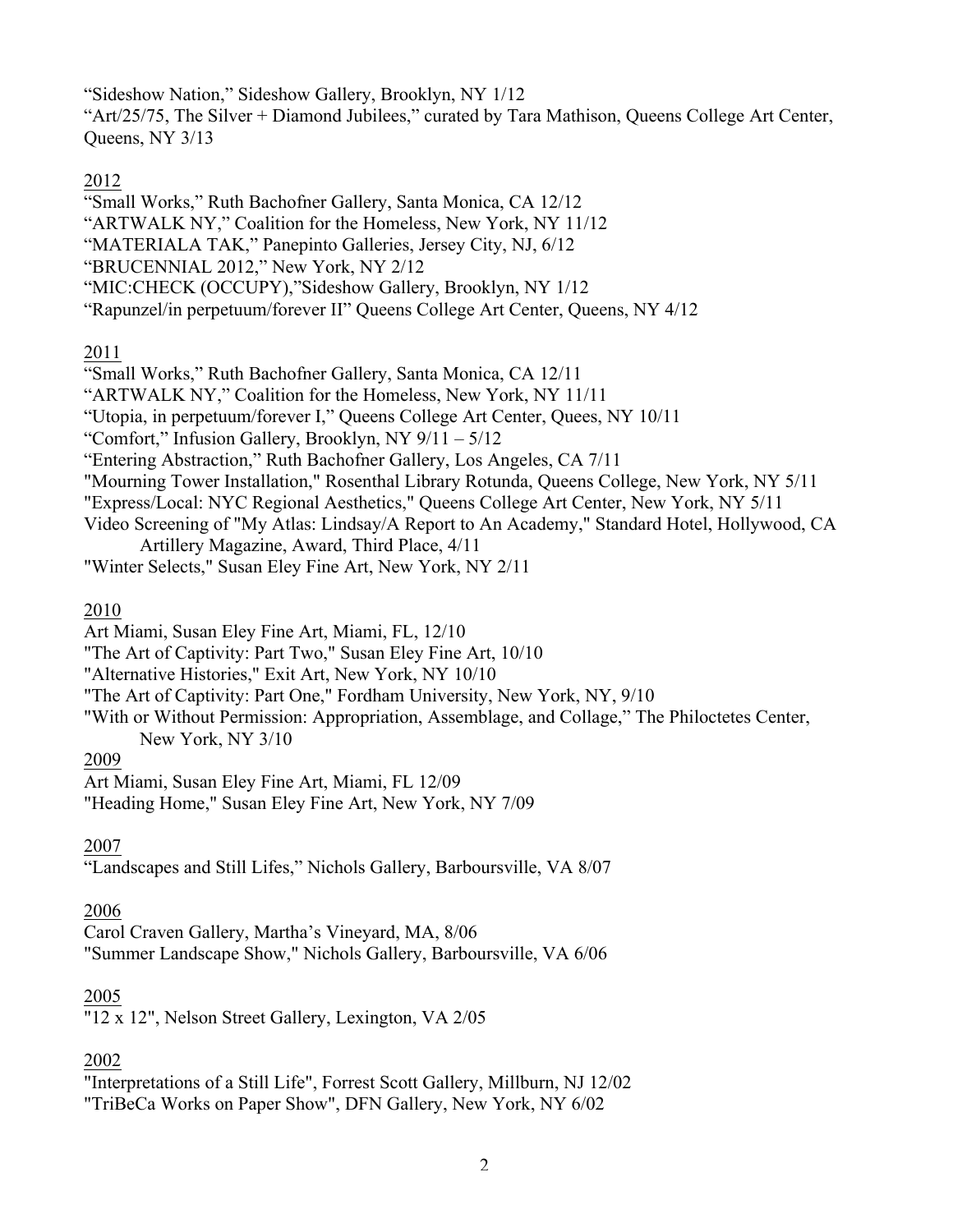"Sideshow Nation," Sideshow Gallery, Brooklyn, NY 1/12
"Art/25/75, The Silver + Diamond Jubilees," curated by Tara Mathison, Queens College Art Center, Queens, NY 3/13

<u>2012</u>

"Small Works," Ruth Bachofner Gallery, Santa Monica, CA 12/12
"ARTWALK NY," Coalition for the Homeless, New York, NY 11/12
"MATERIALA TAK," Panepinto Galleries, Jersey City, NJ, 6/12
"BRUCENNIAL 2012," New York, NY 2/12
"MIC:CHECK (OCCUPY),"Sideshow Gallery, Brooklyn, NY 1/12
"Rapunzel/in perpetuum/forever II" Queens College Art Center, Queens, NY 4/12

<u>2011</u>

"Small Works," Ruth Bachofner Gallery, Santa Monica, CA 12/11
"ARTWALK NY," Coalition for the Homeless, New York, NY 11/11
"Utopia, in perpetuum/forever I," Queens College Art Center, Quees, NY 10/11
"Comfort," Infusion Gallery, Brooklyn, NY 9/11 – 5/12
"Entering Abstraction," Ruth Bachofner Gallery, Los Angeles, CA 7/11
"Mourning Tower Installation," Rosenthal Library Rotunda, Queens College, New York, NY 5/11
"Express/Local: NYC Regional Aesthetics," Queens College Art Center, New York, NY 5/11
Video Screening of "My Atlas: Lindsay/A Report to An Academy," Standard Hotel, Hollywood, CA
Artillery Magazine, Award, Third Place, 4/11
"Winter Selects," Susan Eley Fine Art, New York, NY 2/11

<u>2010</u>

Art Miami, Susan Eley Fine Art, Miami, FL, 12/10
"The Art of Captivity: Part Two," Susan Eley Fine Art, 10/10
"Alternative Histories," Exit Art, New York, NY 10/10
"The Art of Captivity: Part One," Fordham University, New York, NY, 9/10
"With or Without Permission: Appropriation, Assemblage, and Collage," The Philoctetes Center, New York, NY 3/10

<u>2009</u>

Art Miami, Susan Eley Fine Art, Miami, FL 12/09
"Heading Home," Susan Eley Fine Art, New York, NY 7/09

<u>2007</u>

"Landscapes and Still Lifes," Nichols Gallery, Barboursville, VA 8/07

<u>2006</u>

Carol Craven Gallery, Martha's Vineyard, MA, 8/06
"Summer Landscape Show," Nichols Gallery, Barboursville, VA 6/06

<u>2005</u>

"12 x 12", Nelson Street Gallery, Lexington, VA 2/05

<u>2002</u>

"Interpretations of a Still Life", Forrest Scott Gallery, Millburn, NJ 12/02
"TriBeCa Works on Paper Show", DFN Gallery, New York, NY 6/02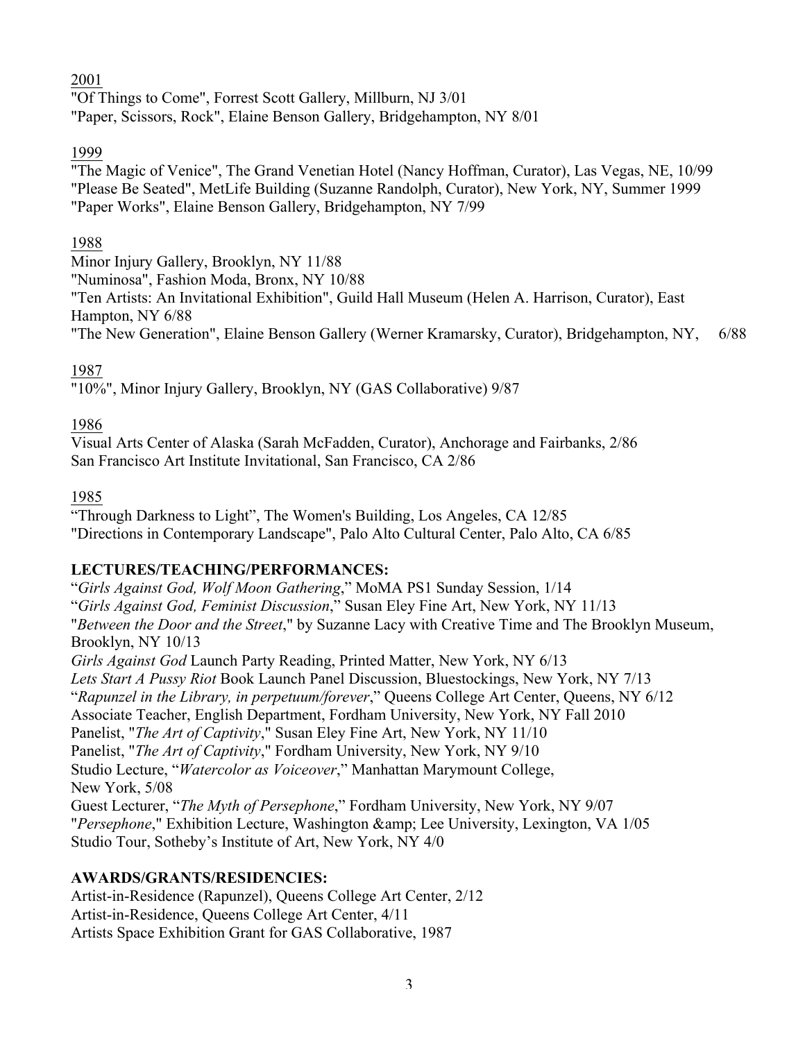2001

"Of Things to Come", Forrest Scott Gallery, Millburn, NJ 3/01
"Paper, Scissors, Rock", Elaine Benson Gallery, Bridgehampton, NY 8/01

1999

"The Magic of Venice", The Grand Venetian Hotel (Nancy Hoffman, Curator), Las Vegas, NE, 10/99
"Please Be Seated", MetLife Building (Suzanne Randolph, Curator), New York, NY, Summer 1999
"Paper Works", Elaine Benson Gallery, Bridgehampton, NY 7/99

1988

Minor Injury Gallery, Brooklyn, NY 11/88
"Numinosa", Fashion Moda, Bronx, NY 10/88
"Ten Artists: An Invitational Exhibition", Guild Hall Museum (Helen A. Harrison, Curator), East Hampton, NY 6/88
"The New Generation", Elaine Benson Gallery (Werner Kramarsky, Curator), Bridgehampton, NY, 6/88

1987

"10%", Minor Injury Gallery, Brooklyn, NY (GAS Collaborative) 9/87

1986

Visual Arts Center of Alaska (Sarah McFadden, Curator), Anchorage and Fairbanks, 2/86
San Francisco Art Institute Invitational, San Francisco, CA 2/86

1985

"Through Darkness to Light", The Women's Building, Los Angeles, CA 12/85
"Directions in Contemporary Landscape", Palo Alto Cultural Center, Palo Alto, CA 6/85

**LECTURES/TEACHING/PERFORMANCES:**

"*Girls Against God, Wolf Moon Gathering*," MoMA PS1 Sunday Session, 1/14
"*Girls Against God, Feminist Discussion*," Susan Eley Fine Art, New York, NY 11/13
"*Between the Door and the Street*," by Suzanne Lacy with Creative Time and The Brooklyn Museum, Brooklyn, NY 10/13
*Girls Against God* Launch Party Reading, Printed Matter, New York, NY 6/13
*Lets Start A Pussy Riot* Book Launch Panel Discussion, Bluestockings, New York, NY 7/13
"*Rapunzel in the Library, in perpetuum/forever*," Queens College Art Center, Queens, NY 6/12
Associate Teacher, English Department, Fordham University, New York, NY Fall 2010
Panelist, "*The Art of Captivity*," Susan Eley Fine Art, New York, NY 11/10
Panelist, "*The Art of Captivity*," Fordham University, New York, NY 9/10
Studio Lecture, "*Watercolor as Voiceover*," Manhattan Marymount College, New York, 5/08
Guest Lecturer, "*The Myth of Persephone*," Fordham University, New York, NY 9/07
"*Persephone*," Exhibition Lecture, Washington &amp; Lee University, Lexington, VA 1/05
Studio Tour, Sotheby's Institute of Art, New York, NY 4/0

**AWARDS/GRANTS/RESIDENCIES:**

Artist-in-Residence (Rapunzel), Queens College Art Center, 2/12
Artist-in-Residence, Queens College Art Center, 4/11
Artists Space Exhibition Grant for GAS Collaborative, 1987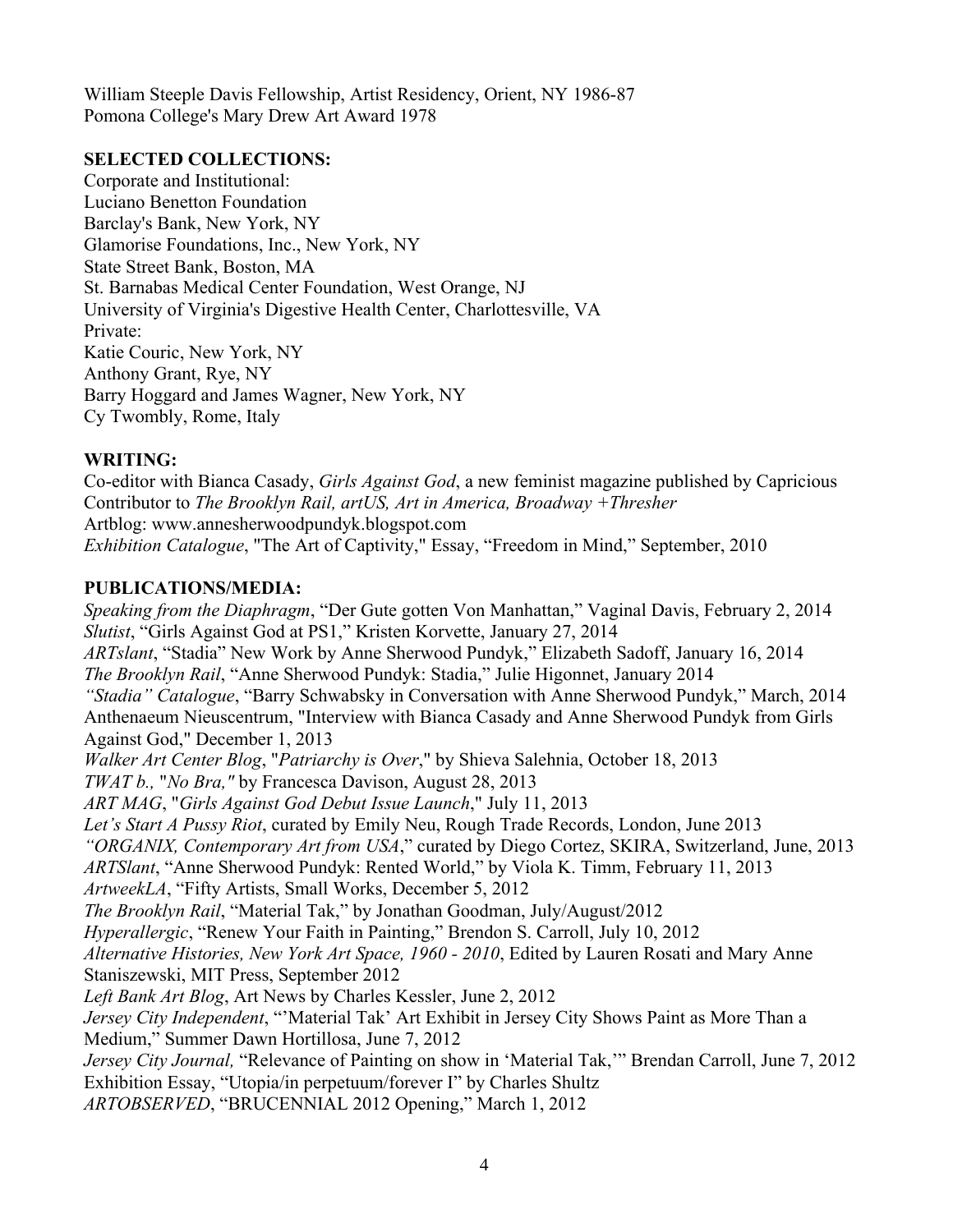William Steeple Davis Fellowship, Artist Residency, Orient, NY 1986-87
Pomona College's Mary Drew Art Award 1978

**SELECTED COLLECTIONS:**

Corporate and Institutional:
Luciano Benetton Foundation
Barclay's Bank, New York, NY
Glamorise Foundations, Inc., New York, NY
State Street Bank, Boston, MA
St. Barnabas Medical Center Foundation, West Orange, NJ
University of Virginia's Digestive Health Center, Charlottesville, VA
Private:
Katie Couric, New York, NY
Anthony Grant, Rye, NY
Barry Hoggard and James Wagner, New York, NY
Cy Twombly, Rome, Italy

**WRITING:**

Co-editor with Bianca Casady, *Girls Against God*, a new feminist magazine published by Capricious
Contributor to *The Brooklyn Rail, artUS, Art in America, Broadway +Thresher*
Artblog: www.annesherwoodpundyk.blogspot.com
*Exhibition Catalogue*, "The Art of Captivity," Essay, "Freedom in Mind," September, 2010

**PUBLICATIONS/MEDIA:**

*Speaking from the Diaphragm*, "Der Gute gotten Von Manhattan," Vaginal Davis, February 2, 2014
*Slutist*, "Girls Against God at PS1," Kristen Korvette, January 27, 2014
*ARTslant*, "Stadia" New Work by Anne Sherwood Pundyk," Elizabeth Sadoff, January 16, 2014
*The Brooklyn Rail*, "Anne Sherwood Pundyk: Stadia," Julie Higonnet, January 2014
*"Stadia" Catalogue*, "Barry Schwabsky in Conversation with Anne Sherwood Pundyk," March, 2014
Anthenaeum Nieuscentrum, "Interview with Bianca Casady and Anne Sherwood Pundyk from Girls Against God," December 1, 2013
*Walker Art Center Blog*, "*Patriarchy is Over*," by Shieva Salehnia, October 18, 2013
*TWAT b.,* "*No Bra,"* by Francesca Davison, August 28, 2013
*ART MAG*, "*Girls Against God Debut Issue Launch*," July 11, 2013
*Let's Start A Pussy Riot*, curated by Emily Neu, Rough Trade Records, London, June 2013
*"ORGANIX, Contemporary Art from USA*," curated by Diego Cortez, SKIRA, Switzerland, June, 2013
*ARTSlant*, "Anne Sherwood Pundyk: Rented World," by Viola K. Timm, February 11, 2013
*ArtweekLA*, "Fifty Artists, Small Works, December 5, 2012
*The Brooklyn Rail*, "Material Tak," by Jonathan Goodman, July/August/2012
*Hyperallergic*, "Renew Your Faith in Painting," Brendon S. Carroll, July 10, 2012
*Alternative Histories, New York Art Space, 1960 - 2010*, Edited by Lauren Rosati and Mary Anne Staniszewski, MIT Press, September 2012
*Left Bank Art Blog*, Art News by Charles Kessler, June 2, 2012
*Jersey City Independent*, "'Material Tak' Art Exhibit in Jersey City Shows Paint as More Than a Medium," Summer Dawn Hortillosa, June 7, 2012
*Jersey City Journal,* "Relevance of Painting on show in 'Material Tak,'" Brendan Carroll, June 7, 2012
Exhibition Essay, "Utopia/in perpetuum/forever I" by Charles Shultz
*ARTOBSERVED*, "BRUCENNIAL 2012 Opening," March 1, 2012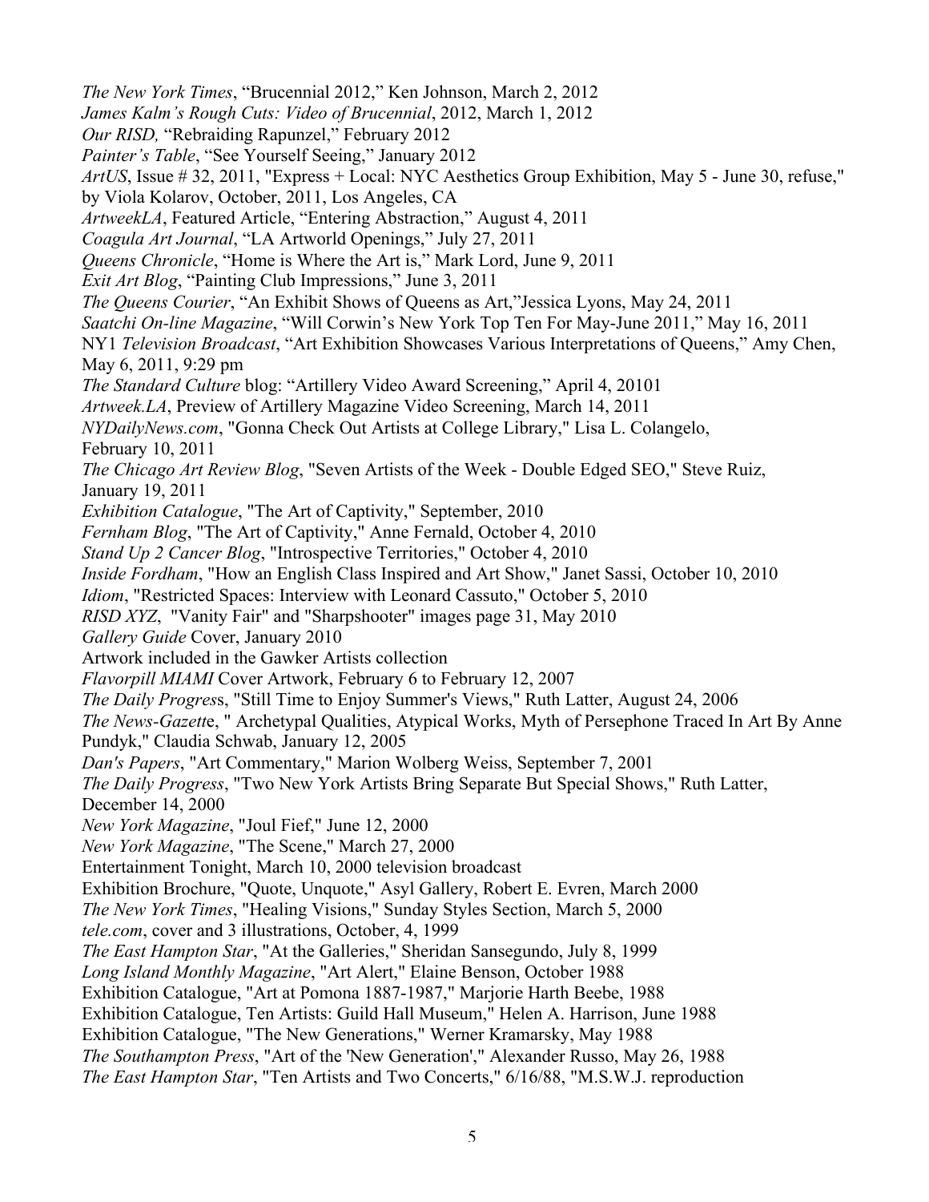*The New York Times*, “Brucennial 2012,” Ken Johnson, March 2, 2012
*James Kalm’s Rough Cuts: Video of Brucennial*, 2012, March 1, 2012
*Our RISD,* “Rebraiding Rapunzel,” February 2012
*Painter’s Table*, “See Yourself Seeing,” January 2012
*ArtUS*, Issue # 32, 2011, "Express + Local: NYC Aesthetics Group Exhibition, May 5 - June 30, refuse," by Viola Kolarov, October, 2011, Los Angeles, CA
*ArtweekLA*, Featured Article, “Entering Abstraction,” August 4, 2011
*Coagula Art Journal*, “LA Artworld Openings,” July 27, 2011
*Queens Chronicle*, “Home is Where the Art is,” Mark Lord, June 9, 2011
*Exit Art Blog*, “Painting Club Impressions,” June 3, 2011
*The Queens Courier*, “An Exhibit Shows of Queens as Art,”Jessica Lyons, May 24, 2011
*Saatchi On-line Magazine*, “Will Corwin’s New York Top Ten For May-June 2011,” May 16, 2011
NY1 *Television Broadcast*, “Art Exhibition Showcases Various Interpretations of Queens,” Amy Chen, May 6, 2011, 9:29 pm
*The Standard Culture* blog: “Artillery Video Award Screening,” April 4, 20101
*Artweek.LA*, Preview of Artillery Magazine Video Screening, March 14, 2011
*NYDailyNews.com*, "Gonna Check Out Artists at College Library," Lisa L. Colangelo, February 10, 2011
*The Chicago Art Review Blog*, "Seven Artists of the Week - Double Edged SEO," Steve Ruiz, January 19, 2011
*Exhibition Catalogue*, "The Art of Captivity," September, 2010
*Fernham Blog*, "The Art of Captivity," Anne Fernald, October 4, 2010
*Stand Up 2 Cancer Blog*, "Introspective Territories," October 4, 2010
*Inside Fordham*, "How an English Class Inspired and Art Show," Janet Sassi, October 10, 2010
*Idiom*, "Restricted Spaces: Interview with Leonard Cassuto," October 5, 2010
*RISD XYZ*, "Vanity Fair" and "Sharpshooter" images page 31, May 2010
*Gallery Guide* Cover, January 2010
Artwork included in the Gawker Artists collection
*Flavorpill MIAMI* Cover Artwork, February 6 to February 12, 2007
*The Daily Progres*s, "Still Time to Enjoy Summer's Views," Ruth Latter, August 24, 2006
*The News-Gazett*e, " Archetypal Qualities, Atypical Works, Myth of Persephone Traced In Art By Anne Pundyk," Claudia Schwab, January 12, 2005
*Dan's Papers*, "Art Commentary," Marion Wolberg Weiss, September 7, 2001
*The Daily Progress*, "Two New York Artists Bring Separate But Special Shows," Ruth Latter, December 14, 2000
*New York Magazine*, "Joul Fief," June 12, 2000
*New York Magazine*, "The Scene," March 27, 2000
Entertainment Tonight, March 10, 2000 television broadcast
Exhibition Brochure, "Quote, Unquote," Asyl Gallery, Robert E. Evren, March 2000
*The New York Times*, "Healing Visions," Sunday Styles Section, March 5, 2000
*tele.com*, cover and 3 illustrations, October, 4, 1999
*The East Hampton Star*, "At the Galleries," Sheridan Sansegundo, July 8, 1999
*Long Island Monthly Magazine*, "Art Alert," Elaine Benson, October 1988
Exhibition Catalogue, "Art at Pomona 1887-1987," Marjorie Harth Beebe, 1988
Exhibition Catalogue, Ten Artists: Guild Hall Museum," Helen A. Harrison, June 1988
Exhibition Catalogue, "The New Generations," Werner Kramarsky, May 1988
*The Southampton Press*, "Art of the 'New Generation'," Alexander Russo, May 26, 1988
*The East Hampton Star*, "Ten Artists and Two Concerts," 6/16/88, "M.S.W.J. reproduction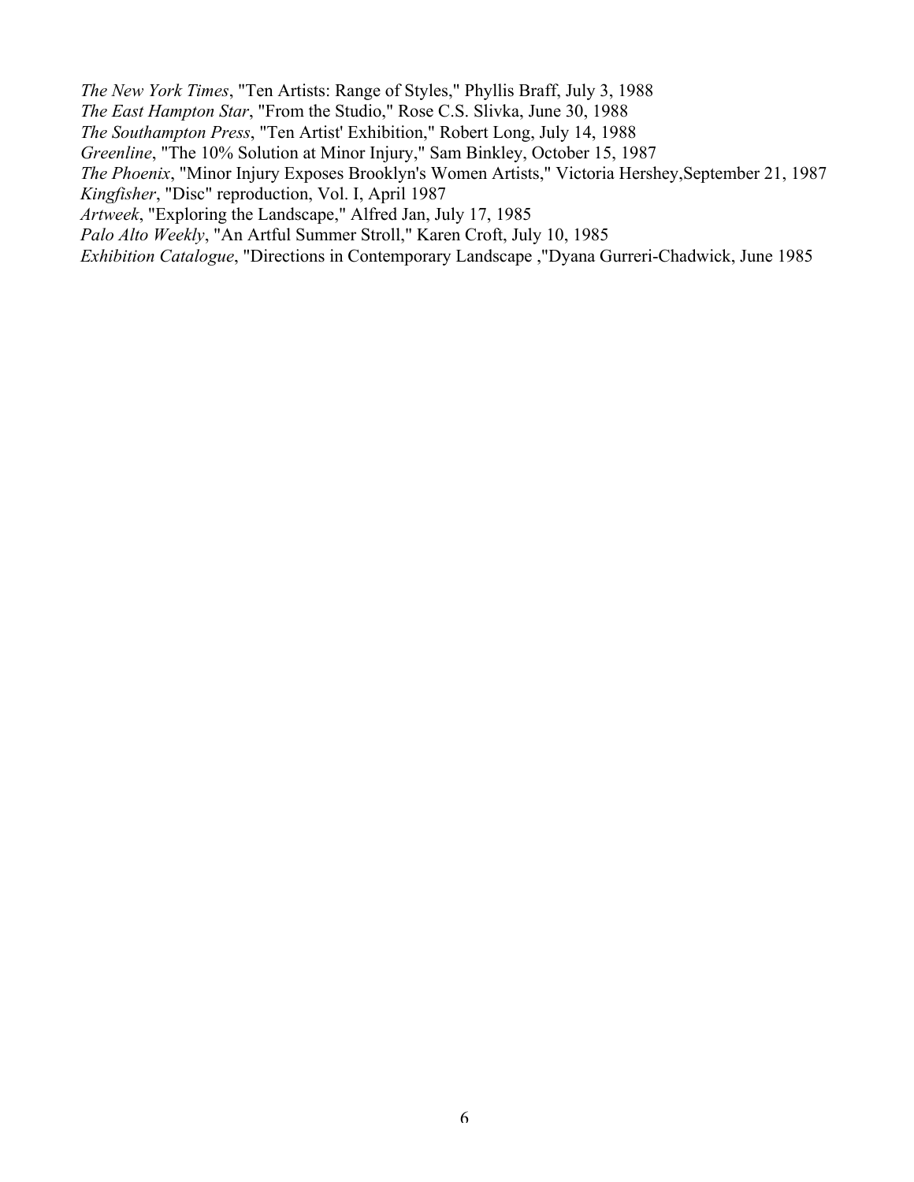*The New York Times*, "Ten Artists: Range of Styles," Phyllis Braff, July 3, 1988
*The East Hampton Star*, "From the Studio," Rose C.S. Slivka, June 30, 1988
*The Southampton Press*, "Ten Artist' Exhibition," Robert Long, July 14, 1988
*Greenline*, "The 10% Solution at Minor Injury," Sam Binkley, October 15, 1987
*The Phoenix*, "Minor Injury Exposes Brooklyn's Women Artists," Victoria Hershey,September 21, 1987
*Kingfisher*, "Disc" reproduction, Vol. I, April 1987
*Artweek*, "Exploring the Landscape," Alfred Jan, July 17, 1985
*Palo Alto Weekly*, "An Artful Summer Stroll," Karen Croft, July 10, 1985
*Exhibition Catalogue*, "Directions in Contemporary Landscape ,"Dyana Gurreri-Chadwick, June 1985